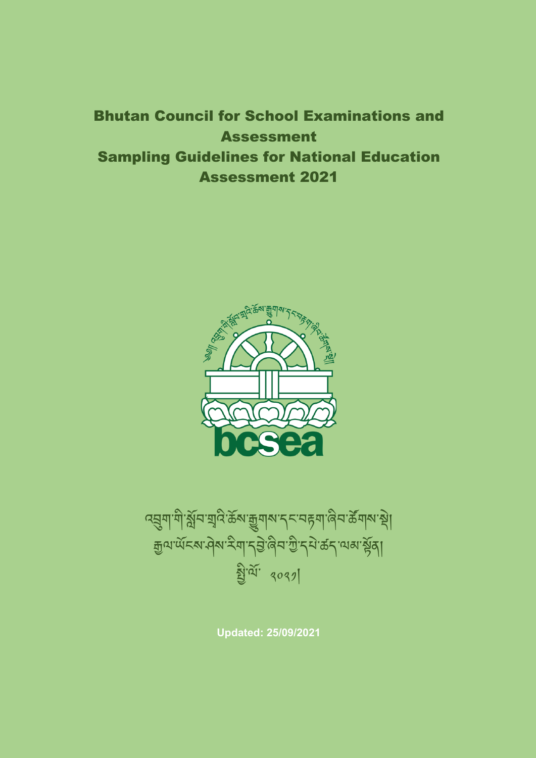# Bhutan Council for School Examinations and Assessment

# Sampling Guidelines for National Education Assessment 2021

bcsea

འབྲུག་གི་སློབ་གྲྭའི་ཆོས་རྒྱུགས་དང་བརྟག་ཞིབ་ཚོགས་སྡེ།

རྒྱལ་ཡོངས་ཤེས་རིག་དབྱེ་ཞིབ་ཀྱི་དཔེ་ཚད་ལམ་སྟོན།

སྤྱི་ལོ་ ༢༠༢༡།

Updated: 25/09/2021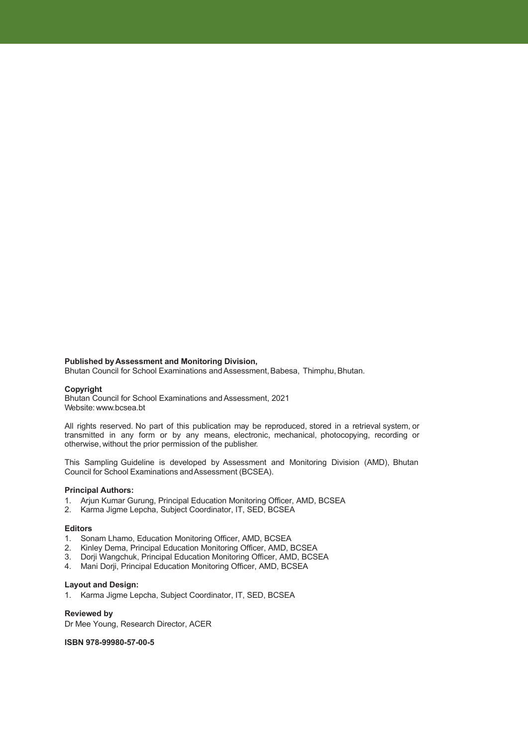**Published by Assessment and Monitoring Division,**
Bhutan Council for School Examinations and Assessment, Babesa, Thimphu, Bhutan.

**Copyright**
Bhutan Council for School Examinations and Assessment, 2021
Website: www.bcsea.bt

All rights reserved. No part of this publication may be reproduced, stored in a retrieval system, or transmitted in any form or by any means, electronic, mechanical, photocopying, recording or otherwise, without the prior permission of the publisher.

This Sampling Guideline is developed by Assessment and Monitoring Division (AMD), Bhutan Council for School Examinations and Assessment (BCSEA).

**Principal Authors:**

1. Arjun Kumar Gurung, Principal Education Monitoring Officer, AMD, BCSEA
2. Karma Jigme Lepcha, Subject Coordinator, IT, SED, BCSEA

**Editors**

1. Sonam Lhamo, Education Monitoring Officer, AMD, BCSEA
2. Kinley Dema, Principal Education Monitoring Officer, AMD, BCSEA
3. Dorji Wangchuk, Principal Education Monitoring Officer, AMD, BCSEA
4. Mani Dorji, Principal Education Monitoring Officer, AMD, BCSEA

**Layout and Design:**

1. Karma Jigme Lepcha, Subject Coordinator, IT, SED, BCSEA

**Reviewed by**
Dr Mee Young, Research Director, ACER

**ISBN 978-99980-57-00-5**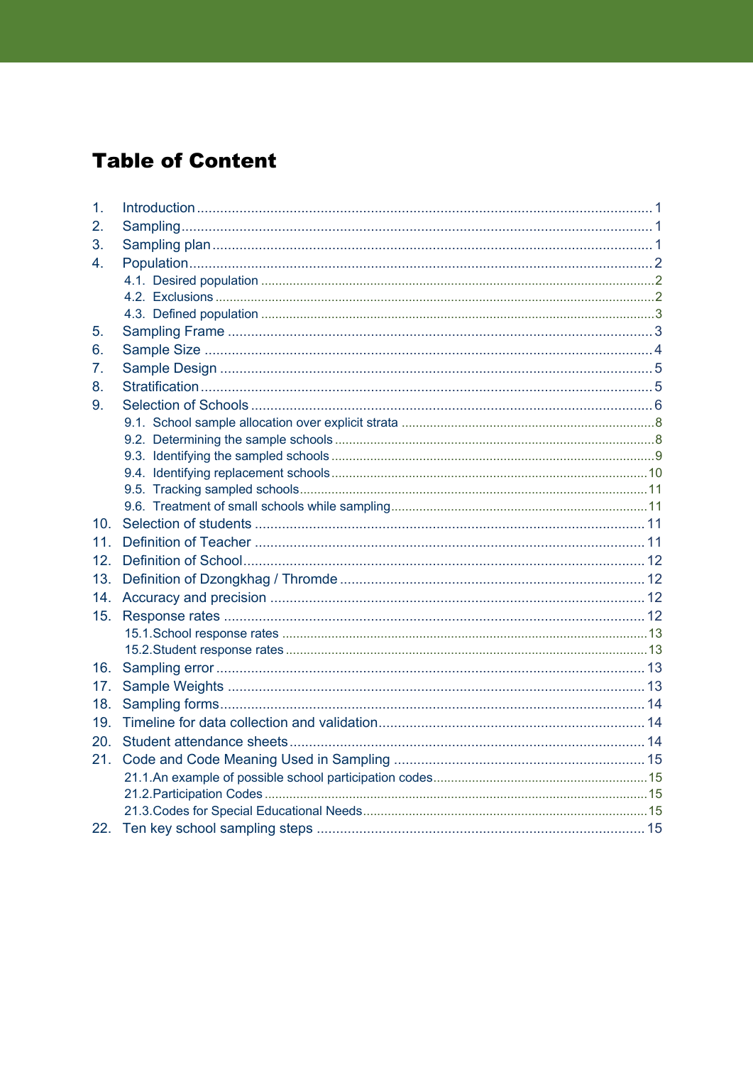# Table of Content

1. Introduction .................... 1
2. Sampling .................... 1
3. Sampling plan .................... 1
4. Population .................... 2
   - 4.1. Desired population .................... 2
   - 4.2. Exclusions .................... 2
   - 4.3. Defined population .................... 3
5. Sampling Frame .................... 3
6. Sample Size .................... 4
7. Sample Design .................... 5
8. Stratification .................... 5
9. Selection of Schools .................... 6
   - 9.1. School sample allocation over explicit strata .................... 8
   - 9.2. Determining the sample schools .................... 8
   - 9.3. Identifying the sampled schools .................... 9
   - 9.4. Identifying replacement schools .................... 10
   - 9.5. Tracking sampled schools .................... 11
   - 9.6. Treatment of small schools while sampling .................... 11
10. Selection of students .................... 11
11. Definition of Teacher .................... 11
12. Definition of School .................... 12
13. Definition of Dzongkhag / Thromde .................... 12
14. Accuracy and precision .................... 12
15. Response rates .................... 12
    - 15.1. School response rates .................... 13
    - 15.2. Student response rates .................... 13
16. Sampling error .................... 13
17. Sample Weights .................... 13
18. Sampling forms .................... 14
19. Timeline for data collection and validation .................... 14
20. Student attendance sheets .................... 14
21. Code and Code Meaning Used in Sampling .................... 15
    - 21.1. An example of possible school participation codes .................... 15
    - 21.2. Participation Codes .................... 15
    - 21.3. Codes for Special Educational Needs .................... 15
22. Ten key school sampling steps .................... 15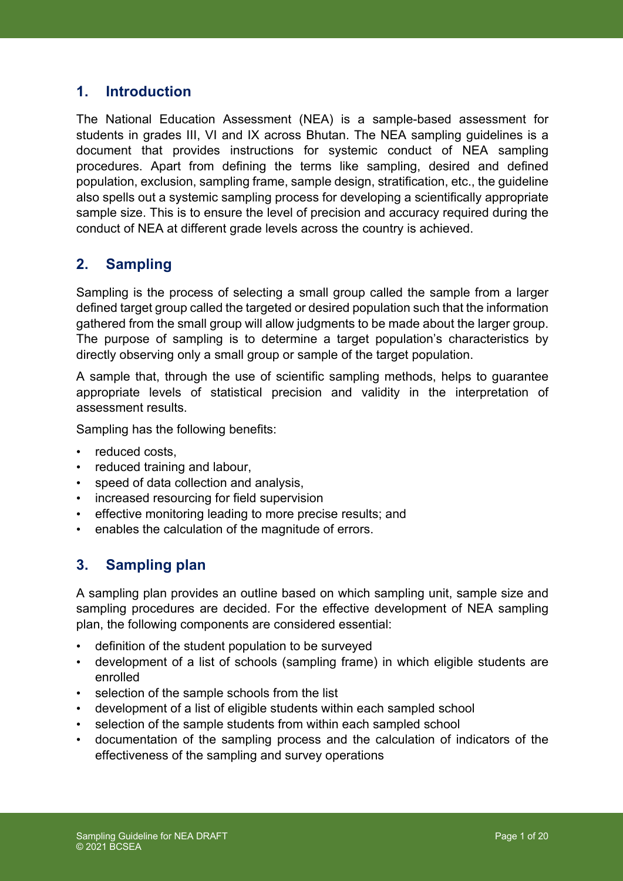## 1. Introduction

The National Education Assessment (NEA) is a sample-based assessment for students in grades III, VI and IX across Bhutan. The NEA sampling guidelines is a document that provides instructions for systemic conduct of NEA sampling procedures. Apart from defining the terms like sampling, desired and defined population, exclusion, sampling frame, sample design, stratification, etc., the guideline also spells out a systemic sampling process for developing a scientifically appropriate sample size. This is to ensure the level of precision and accuracy required during the conduct of NEA at different grade levels across the country is achieved.

## 2. Sampling

Sampling is the process of selecting a small group called the sample from a larger defined target group called the targeted or desired population such that the information gathered from the small group will allow judgments to be made about the larger group. The purpose of sampling is to determine a target population's characteristics by directly observing only a small group or sample of the target population.

A sample that, through the use of scientific sampling methods, helps to guarantee appropriate levels of statistical precision and validity in the interpretation of assessment results.

Sampling has the following benefits:

- reduced costs,
- reduced training and labour,
- speed of data collection and analysis,
- increased resourcing for field supervision
- effective monitoring leading to more precise results; and
- enables the calculation of the magnitude of errors.

## 3. Sampling plan

A sampling plan provides an outline based on which sampling unit, sample size and sampling procedures are decided. For the effective development of NEA sampling plan, the following components are considered essential:

- definition of the student population to be surveyed
- development of a list of schools (sampling frame) in which eligible students are enrolled
- selection of the sample schools from the list
- development of a list of eligible students within each sampled school
- selection of the sample students from within each sampled school
- documentation of the sampling process and the calculation of indicators of the effectiveness of the sampling and survey operations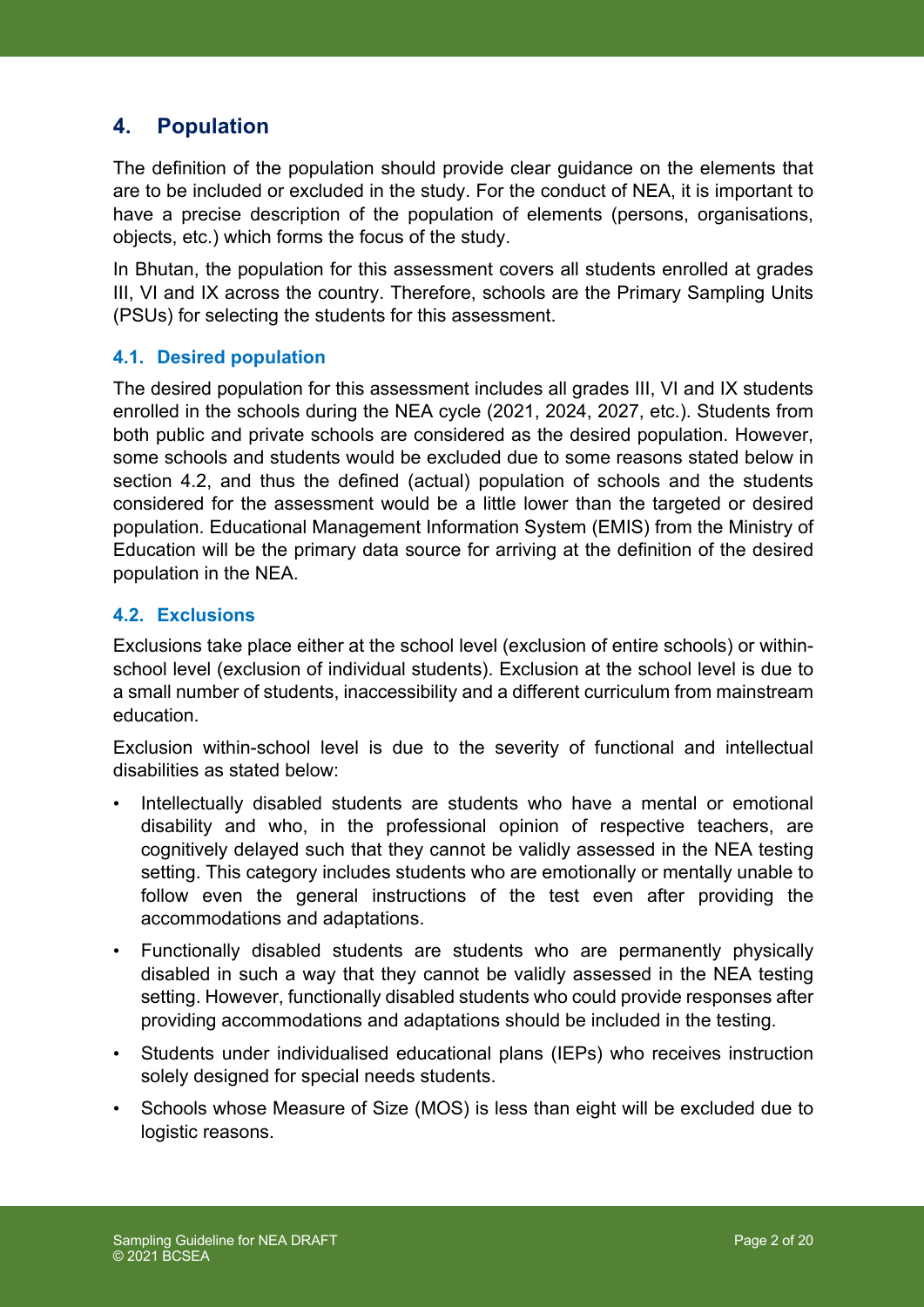## 4. Population

The definition of the population should provide clear guidance on the elements that are to be included or excluded in the study. For the conduct of NEA, it is important to have a precise description of the population of elements (persons, organisations, objects, etc.) which forms the focus of the study.

In Bhutan, the population for this assessment covers all students enrolled at grades III, VI and IX across the country. Therefore, schools are the Primary Sampling Units (PSUs) for selecting the students for this assessment.

### 4.1. Desired population

The desired population for this assessment includes all grades III, VI and IX students enrolled in the schools during the NEA cycle (2021, 2024, 2027, etc.). Students from both public and private schools are considered as the desired population. However, some schools and students would be excluded due to some reasons stated below in section 4.2, and thus the defined (actual) population of schools and the students considered for the assessment would be a little lower than the targeted or desired population. Educational Management Information System (EMIS) from the Ministry of Education will be the primary data source for arriving at the definition of the desired population in the NEA.

### 4.2. Exclusions

Exclusions take place either at the school level (exclusion of entire schools) or within-school level (exclusion of individual students). Exclusion at the school level is due to a small number of students, inaccessibility and a different curriculum from mainstream education.

Exclusion within-school level is due to the severity of functional and intellectual disabilities as stated below:

- Intellectually disabled students are students who have a mental or emotional disability and who, in the professional opinion of respective teachers, are cognitively delayed such that they cannot be validly assessed in the NEA testing setting. This category includes students who are emotionally or mentally unable to follow even the general instructions of the test even after providing the accommodations and adaptations.
- Functionally disabled students are students who are permanently physically disabled in such a way that they cannot be validly assessed in the NEA testing setting. However, functionally disabled students who could provide responses after providing accommodations and adaptations should be included in the testing.
- Students under individualised educational plans (IEPs) who receives instruction solely designed for special needs students.
- Schools whose Measure of Size (MOS) is less than eight will be excluded due to logistic reasons.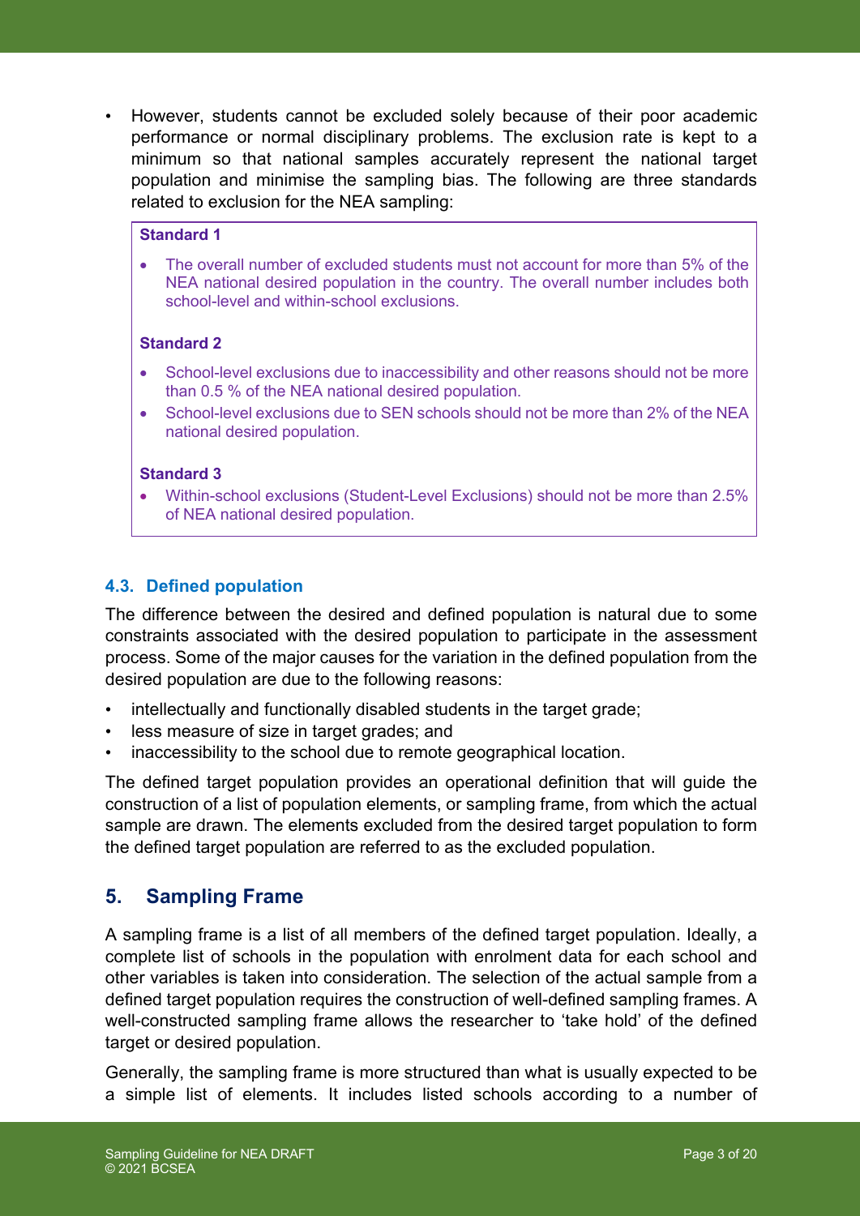- However, students cannot be excluded solely because of their poor academic performance or normal disciplinary problems. The exclusion rate is kept to a minimum so that national samples accurately represent the national target population and minimise the sampling bias. The following are three standards related to exclusion for the NEA sampling:

> **Standard 1**
>
> - The overall number of excluded students must not account for more than 5% of the NEA national desired population in the country. The overall number includes both school-level and within-school exclusions.
>
> **Standard 2**
>
> - School-level exclusions due to inaccessibility and other reasons should not be more than 0.5 % of the NEA national desired population.
> - School-level exclusions due to SEN schools should not be more than 2% of the NEA national desired population.
>
> **Standard 3**
>
> - Within-school exclusions (Student-Level Exclusions) should not be more than 2.5% of NEA national desired population.

### 4.3. Defined population

The difference between the desired and defined population is natural due to some constraints associated with the desired population to participate in the assessment process. Some of the major causes for the variation in the defined population from the desired population are due to the following reasons:

- intellectually and functionally disabled students in the target grade;
- less measure of size in target grades; and
- inaccessibility to the school due to remote geographical location.

The defined target population provides an operational definition that will guide the construction of a list of population elements, or sampling frame, from which the actual sample are drawn. The elements excluded from the desired target population to form the defined target population are referred to as the excluded population.

## 5. Sampling Frame

A sampling frame is a list of all members of the defined target population. Ideally, a complete list of schools in the population with enrolment data for each school and other variables is taken into consideration. The selection of the actual sample from a defined target population requires the construction of well-defined sampling frames. A well-constructed sampling frame allows the researcher to 'take hold' of the defined target or desired population.

Generally, the sampling frame is more structured than what is usually expected to be a simple list of elements. It includes listed schools according to a number of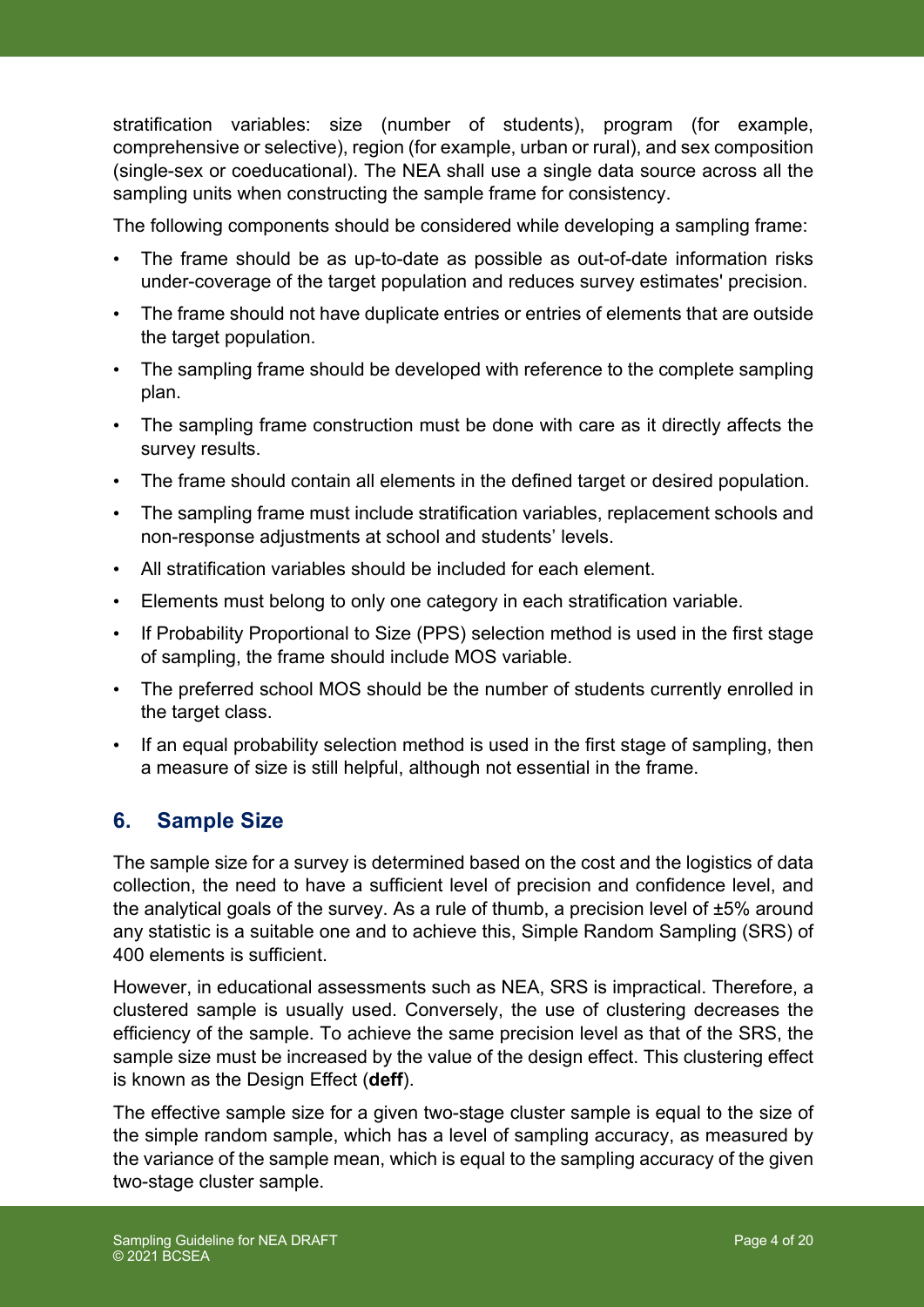stratification variables: size (number of students), program (for example, comprehensive or selective), region (for example, urban or rural), and sex composition (single-sex or coeducational). The NEA shall use a single data source across all the sampling units when constructing the sample frame for consistency.

The following components should be considered while developing a sampling frame:

- The frame should be as up-to-date as possible as out-of-date information risks under-coverage of the target population and reduces survey estimates' precision.
- The frame should not have duplicate entries or entries of elements that are outside the target population.
- The sampling frame should be developed with reference to the complete sampling plan.
- The sampling frame construction must be done with care as it directly affects the survey results.
- The frame should contain all elements in the defined target or desired population.
- The sampling frame must include stratification variables, replacement schools and non-response adjustments at school and students' levels.
- All stratification variables should be included for each element.
- Elements must belong to only one category in each stratification variable.
- If Probability Proportional to Size (PPS) selection method is used in the first stage of sampling, the frame should include MOS variable.
- The preferred school MOS should be the number of students currently enrolled in the target class.
- If an equal probability selection method is used in the first stage of sampling, then a measure of size is still helpful, although not essential in the frame.

## 6. Sample Size

The sample size for a survey is determined based on the cost and the logistics of data collection, the need to have a sufficient level of precision and confidence level, and the analytical goals of the survey. As a rule of thumb, a precision level of ±5% around any statistic is a suitable one and to achieve this, Simple Random Sampling (SRS) of 400 elements is sufficient.

However, in educational assessments such as NEA, SRS is impractical. Therefore, a clustered sample is usually used. Conversely, the use of clustering decreases the efficiency of the sample. To achieve the same precision level as that of the SRS, the sample size must be increased by the value of the design effect. This clustering effect is known as the Design Effect (**deff**).

The effective sample size for a given two-stage cluster sample is equal to the size of the simple random sample, which has a level of sampling accuracy, as measured by the variance of the sample mean, which is equal to the sampling accuracy of the given two-stage cluster sample.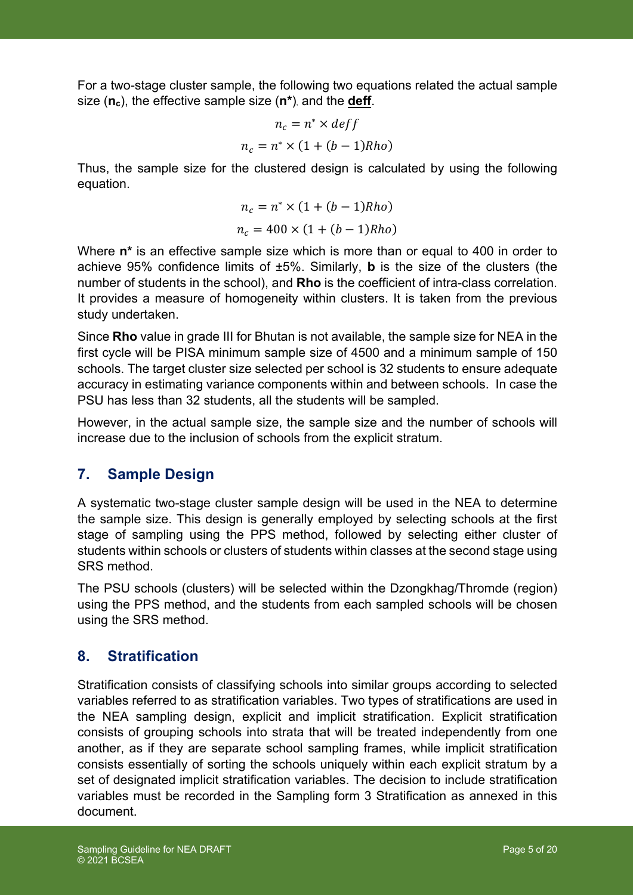For a two-stage cluster sample, the following two equations related the actual sample size ($\mathbf{n_c}$), the effective sample size (**n***), and the **deff**.

$$n_c = n^* \times deff$$

$$n_c = n^* \times (1 + (b - 1)Rho)$$

Thus, the sample size for the clustered design is calculated by using the following equation.

$$n_c = n^* \times (1 + (b - 1)Rho)$$

$$n_c = 400 \times (1 + (b - 1)Rho)$$

Where **n*** is an effective sample size which is more than or equal to 400 in order to achieve 95% confidence limits of ±5%. Similarly, **b** is the size of the clusters (the number of students in the school), and **Rho** is the coefficient of intra-class correlation. It provides a measure of homogeneity within clusters. It is taken from the previous study undertaken.

Since **Rho** value in grade III for Bhutan is not available, the sample size for NEA in the first cycle will be PISA minimum sample size of 4500 and a minimum sample of 150 schools. The target cluster size selected per school is 32 students to ensure adequate accuracy in estimating variance components within and between schools. In case the PSU has less than 32 students, all the students will be sampled.

However, in the actual sample size, the sample size and the number of schools will increase due to the inclusion of schools from the explicit stratum.

## 7. Sample Design

A systematic two-stage cluster sample design will be used in the NEA to determine the sample size. This design is generally employed by selecting schools at the first stage of sampling using the PPS method, followed by selecting either cluster of students within schools or clusters of students within classes at the second stage using SRS method.

The PSU schools (clusters) will be selected within the Dzongkhag/Thromde (region) using the PPS method, and the students from each sampled schools will be chosen using the SRS method.

## 8. Stratification

Stratification consists of classifying schools into similar groups according to selected variables referred to as stratification variables. Two types of stratifications are used in the NEA sampling design, explicit and implicit stratification. Explicit stratification consists of grouping schools into strata that will be treated independently from one another, as if they are separate school sampling frames, while implicit stratification consists essentially of sorting the schools uniquely within each explicit stratum by a set of designated implicit stratification variables. The decision to include stratification variables must be recorded in the Sampling form 3 Stratification as annexed in this document.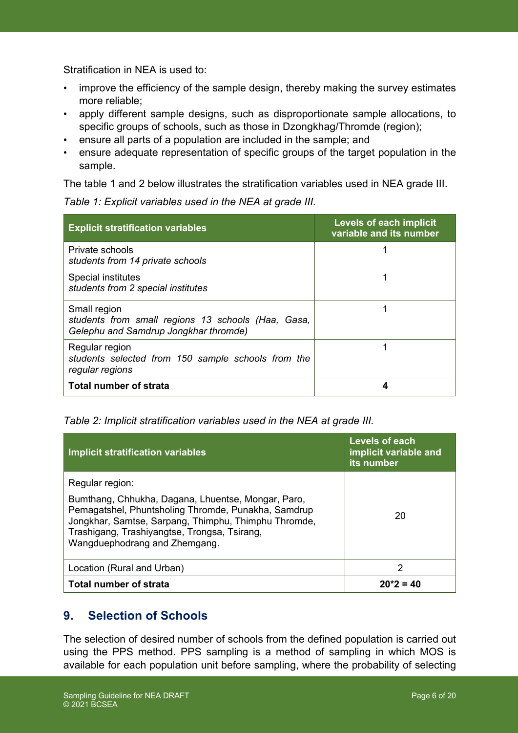Stratification in NEA is used to:

- improve the efficiency of the sample design, thereby making the survey estimates more reliable;
- apply different sample designs, such as disproportionate sample allocations, to specific groups of schools, such as those in Dzongkhag/Thromde (region);
- ensure all parts of a population are included in the sample; and
- ensure adequate representation of specific groups of the target population in the sample.

The table 1 and 2 below illustrates the stratification variables used in NEA grade III.

*Table 1: Explicit variables used in the NEA at grade III.*

| Explicit stratification variables | Levels of each implicit variable and its number |
|---|---|
| Private schools<br>*students from 14 private schools* | 1 |
| Special institutes<br>*students from 2 special institutes* | 1 |
| Small region<br>*students from small regions 13 schools (Haa, Gasa, Gelephu and Samdrup Jongkhar thromde)* | 1 |
| Regular region<br>*students selected from 150 sample schools from the regular regions* | 1 |
| **Total number of strata** | **4** |

*Table 2: Implicit stratification variables used in the NEA at grade III.*

| Implicit stratification variables | Levels of each implicit variable and its number |
|---|---|
| Regular region:<br>Bumthang, Chhukha, Dagana, Lhuentse, Mongar, Paro, Pemagatshel, Phuntsholing Thromde, Punakha, Samdrup Jongkhar, Samtse, Sarpang, Thimphu, Thimphu Thromde, Trashigang, Trashiyangtse, Trongsa, Tsirang, Wangduephodrang and Zhemgang. | 20 |
| Location (Rural and Urban) | 2 |
| **Total number of strata** | **20*2 = 40** |

## 9. Selection of Schools

The selection of desired number of schools from the defined population is carried out using the PPS method. PPS sampling is a method of sampling in which MOS is available for each population unit before sampling, where the probability of selecting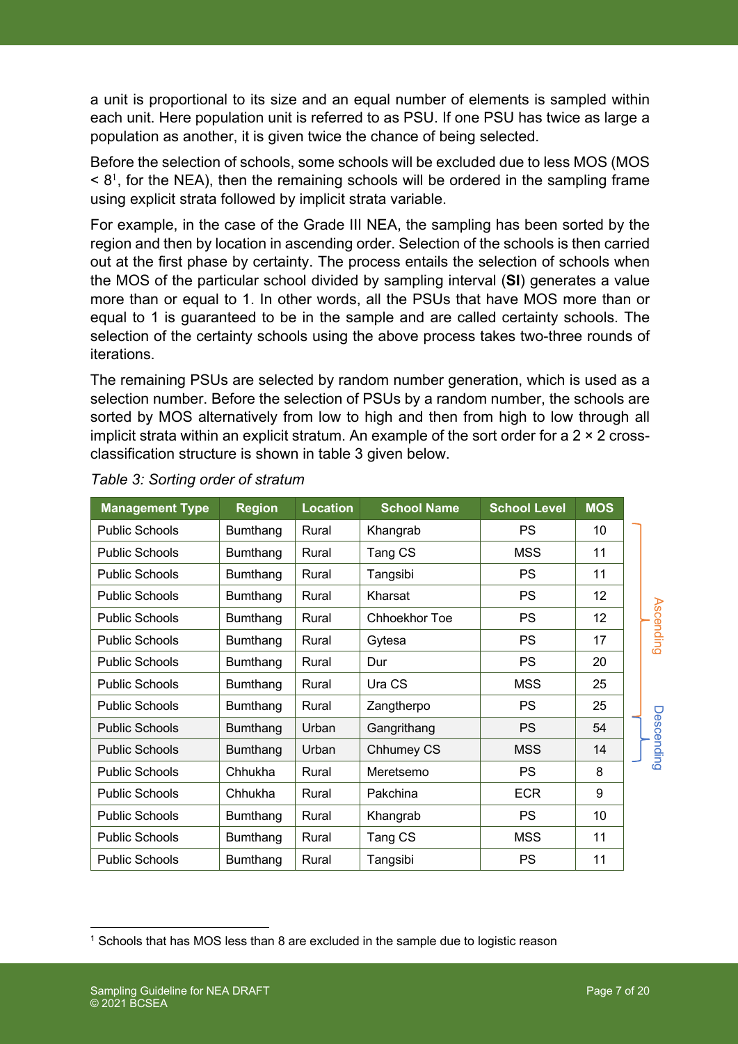a unit is proportional to its size and an equal number of elements is sampled within each unit. Here population unit is referred to as PSU. If one PSU has twice as large a population as another, it is given twice the chance of being selected.

Before the selection of schools, some schools will be excluded due to less MOS (MOS < 8[1], for the NEA), then the remaining schools will be ordered in the sampling frame using explicit strata followed by implicit strata variable.

For example, in the case of the Grade III NEA, the sampling has been sorted by the region and then by location in ascending order. Selection of the schools is then carried out at the first phase by certainty. The process entails the selection of schools when the MOS of the particular school divided by sampling interval (**SI**) generates a value more than or equal to 1. In other words, all the PSUs that have MOS more than or equal to 1 is guaranteed to be in the sample and are called certainty schools. The selection of the certainty schools using the above process takes two-three rounds of iterations.

The remaining PSUs are selected by random number generation, which is used as a selection number. Before the selection of PSUs by a random number, the schools are sorted by MOS alternatively from low to high and then from high to low through all implicit strata within an explicit stratum. An example of the sort order for a 2 × 2 cross-classification structure is shown in table 3 given below.

*Table 3: Sorting order of stratum*

| Management Type | Region | Location | School Name | School Level | MOS |
|---|---|---|---|---|---|
| Public Schools | Bumthang | Rural | Khangrab | PS | 10 |
| Public Schools | Bumthang | Rural | Tang CS | MSS | 11 |
| Public Schools | Bumthang | Rural | Tangsibi | PS | 11 |
| Public Schools | Bumthang | Rural | Kharsat | PS | 12 |
| Public Schools | Bumthang | Rural | Chhoekhor Toe | PS | 12 |
| Public Schools | Bumthang | Rural | Gytesa | PS | 17 |
| Public Schools | Bumthang | Rural | Dur | PS | 20 |
| Public Schools | Bumthang | Rural | Ura CS | MSS | 25 |
| Public Schools | Bumthang | Rural | Zangtherpo | PS | 25 |
| Public Schools | Bumthang | Urban | Gangrithang | PS | 54 |
| Public Schools | Bumthang | Urban | Chhumey CS | MSS | 14 |
| Public Schools | Chhukha | Rural | Meretsemo | PS | 8 |
| Public Schools | Chhukha | Rural | Pakchina | ECR | 9 |
| Public Schools | Bumthang | Rural | Khangrab | PS | 10 |
| Public Schools | Bumthang | Rural | Tang CS | MSS | 11 |
| Public Schools | Bumthang | Rural | Tangsibi | PS | 11 |

Ascending (Bumthang Rural rows); Descending (Bumthang Urban rows)

[1] Schools that has MOS less than 8 are excluded in the sample due to logistic reason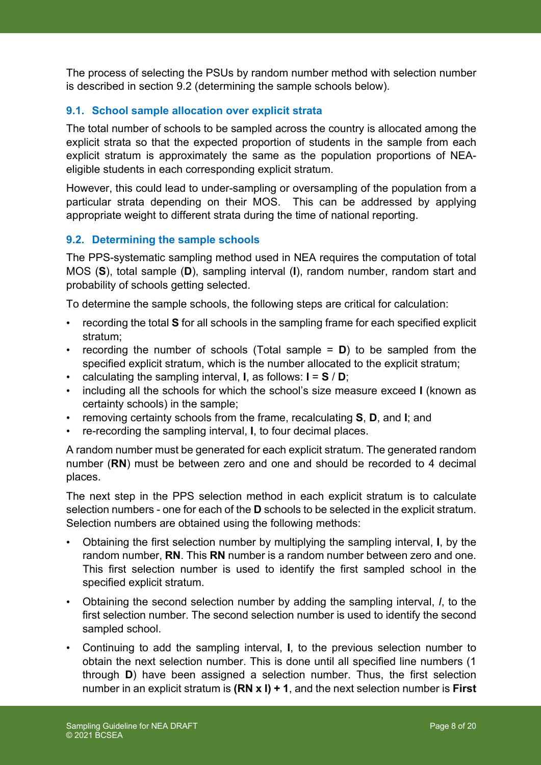The process of selecting the PSUs by random number method with selection number is described in section 9.2 (determining the sample schools below).

### 9.1. School sample allocation over explicit strata

The total number of schools to be sampled across the country is allocated among the explicit strata so that the expected proportion of students in the sample from each explicit stratum is approximately the same as the population proportions of NEA-eligible students in each corresponding explicit stratum.

However, this could lead to under-sampling or oversampling of the population from a particular strata depending on their MOS. This can be addressed by applying appropriate weight to different strata during the time of national reporting.

### 9.2. Determining the sample schools

The PPS-systematic sampling method used in NEA requires the computation of total MOS (**S**), total sample (**D**), sampling interval (**I**), random number, random start and probability of schools getting selected.

To determine the sample schools, the following steps are critical for calculation:

- recording the total **S** for all schools in the sampling frame for each specified explicit stratum;
- recording the number of schools (Total sample = **D**) to be sampled from the specified explicit stratum, which is the number allocated to the explicit stratum;
- calculating the sampling interval, **I**, as follows: **I** = **S** / **D**;
- including all the schools for which the school's size measure exceed **I** (known as certainty schools) in the sample;
- removing certainty schools from the frame, recalculating **S**, **D**, and **I**; and
- re-recording the sampling interval, **I**, to four decimal places.

A random number must be generated for each explicit stratum. The generated random number (**RN**) must be between zero and one and should be recorded to 4 decimal places.

The next step in the PPS selection method in each explicit stratum is to calculate selection numbers - one for each of the **D** schools to be selected in the explicit stratum. Selection numbers are obtained using the following methods:

- Obtaining the first selection number by multiplying the sampling interval, **I**, by the random number, **RN**. This **RN** number is a random number between zero and one. This first selection number is used to identify the first sampled school in the specified explicit stratum.
- Obtaining the second selection number by adding the sampling interval, *I*, to the first selection number. The second selection number is used to identify the second sampled school.
- Continuing to add the sampling interval, **I**, to the previous selection number to obtain the next selection number. This is done until all specified line numbers (1 through **D**) have been assigned a selection number. Thus, the first selection number in an explicit stratum is **(RN x I) + 1**, and the next selection number is **First**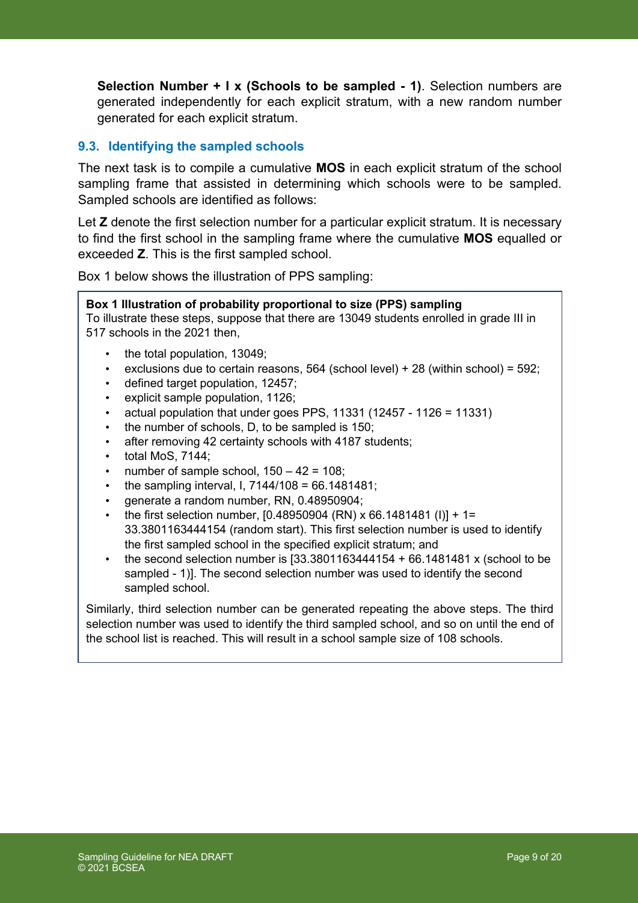**Selection Number + I x (Schools to be sampled - 1)**. Selection numbers are generated independently for each explicit stratum, with a new random number generated for each explicit stratum.

### 9.3. Identifying the sampled schools

The next task is to compile a cumulative **MOS** in each explicit stratum of the school sampling frame that assisted in determining which schools were to be sampled. Sampled schools are identified as follows:

Let **Z** denote the first selection number for a particular explicit stratum. It is necessary to find the first school in the sampling frame where the cumulative **MOS** equalled or exceeded **Z**. This is the first sampled school.

Box 1 below shows the illustration of PPS sampling:

> **Box 1 Illustration of probability proportional to size (PPS) sampling**
> To illustrate these steps, suppose that there are 13049 students enrolled in grade III in 517 schools in the 2021 then,
>
> - the total population, 13049;
> - exclusions due to certain reasons, 564 (school level) + 28 (within school) = 592;
> - defined target population, 12457;
> - explicit sample population, 1126;
> - actual population that under goes PPS, 11331 (12457 - 1126 = 11331)
> - the number of schools, D, to be sampled is 150;
> - after removing 42 certainty schools with 4187 students;
> - total MoS, 7144;
> - number of sample school, 150 – 42 = 108;
> - the sampling interval, I, 7144/108 = 66.1481481;
> - generate a random number, RN, 0.48950904;
> - the first selection number, [0.48950904 (RN) x 66.1481481 (I)] + 1= 33.3801163444154 (random start). This first selection number is used to identify the first sampled school in the specified explicit stratum; and
> - the second selection number is [33.3801163444154 + 66.1481481 x (school to be sampled - 1)]. The second selection number was used to identify the second sampled school.
>
> Similarly, third selection number can be generated repeating the above steps. The third selection number was used to identify the third sampled school, and so on until the end of the school list is reached. This will result in a school sample size of 108 schools.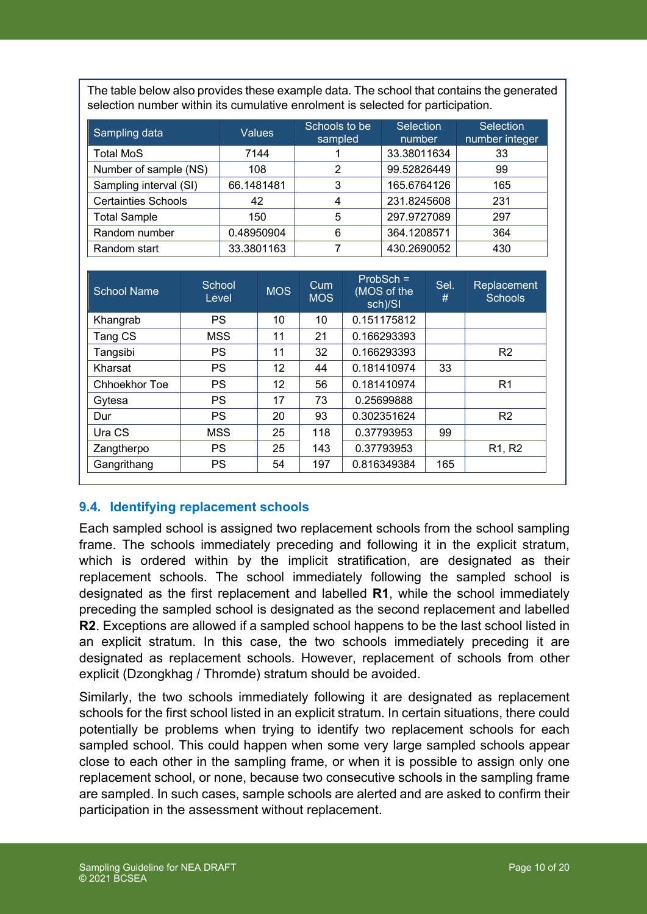The table below also provides these example data. The school that contains the generated selection number within its cumulative enrolment is selected for participation.

| Sampling data | Values | Schools to be sampled | Selection number | Selection number integer |
|---|---|---|---|---|
| Total MoS | 7144 | 1 | 33.38011634 | 33 |
| Number of sample (NS) | 108 | 2 | 99.52826449 | 99 |
| Sampling interval (SI) | 66.1481481 | 3 | 165.6764126 | 165 |
| Certainties Schools | 42 | 4 | 231.8245608 | 231 |
| Total Sample | 150 | 5 | 297.9727089 | 297 |
| Random number | 0.48950904 | 6 | 364.1208571 | 364 |
| Random start | 33.3801163 | 7 | 430.2690052 | 430 |

| School Name | School Level | MOS | Cum MOS | ProbSch = (MOS of the sch)/SI | Sel. # | Replacement Schools |
|---|---|---|---|---|---|---|
| Khangrab | PS | 10 | 10 | 0.151175812 | | |
| Tang CS | MSS | 11 | 21 | 0.166293393 | | |
| Tangsibi | PS | 11 | 32 | 0.166293393 | | R2 |
| Kharsat | PS | 12 | 44 | 0.181410974 | 33 | |
| Chhoekhor Toe | PS | 12 | 56 | 0.181410974 | | R1 |
| Gytesa | PS | 17 | 73 | 0.25699888 | | |
| Dur | PS | 20 | 93 | 0.302351624 | | R2 |
| Ura CS | MSS | 25 | 118 | 0.37793953 | 99 | |
| Zangtherpo | PS | 25 | 143 | 0.37793953 | | R1, R2 |
| Gangrithang | PS | 54 | 197 | 0.816349384 | 165 | |

### 9.4. Identifying replacement schools

Each sampled school is assigned two replacement schools from the school sampling frame. The schools immediately preceding and following it in the explicit stratum, which is ordered within by the implicit stratification, are designated as their replacement schools. The school immediately following the sampled school is designated as the first replacement and labelled **R1**, while the school immediately preceding the sampled school is designated as the second replacement and labelled **R2**. Exceptions are allowed if a sampled school happens to be the last school listed in an explicit stratum. In this case, the two schools immediately preceding it are designated as replacement schools. However, replacement of schools from other explicit (Dzongkhag / Thromde) stratum should be avoided.

Similarly, the two schools immediately following it are designated as replacement schools for the first school listed in an explicit stratum. In certain situations, there could potentially be problems when trying to identify two replacement schools for each sampled school. This could happen when some very large sampled schools appear close to each other in the sampling frame, or when it is possible to assign only one replacement school, or none, because two consecutive schools in the sampling frame are sampled. In such cases, sample schools are alerted and are asked to confirm their participation in the assessment without replacement.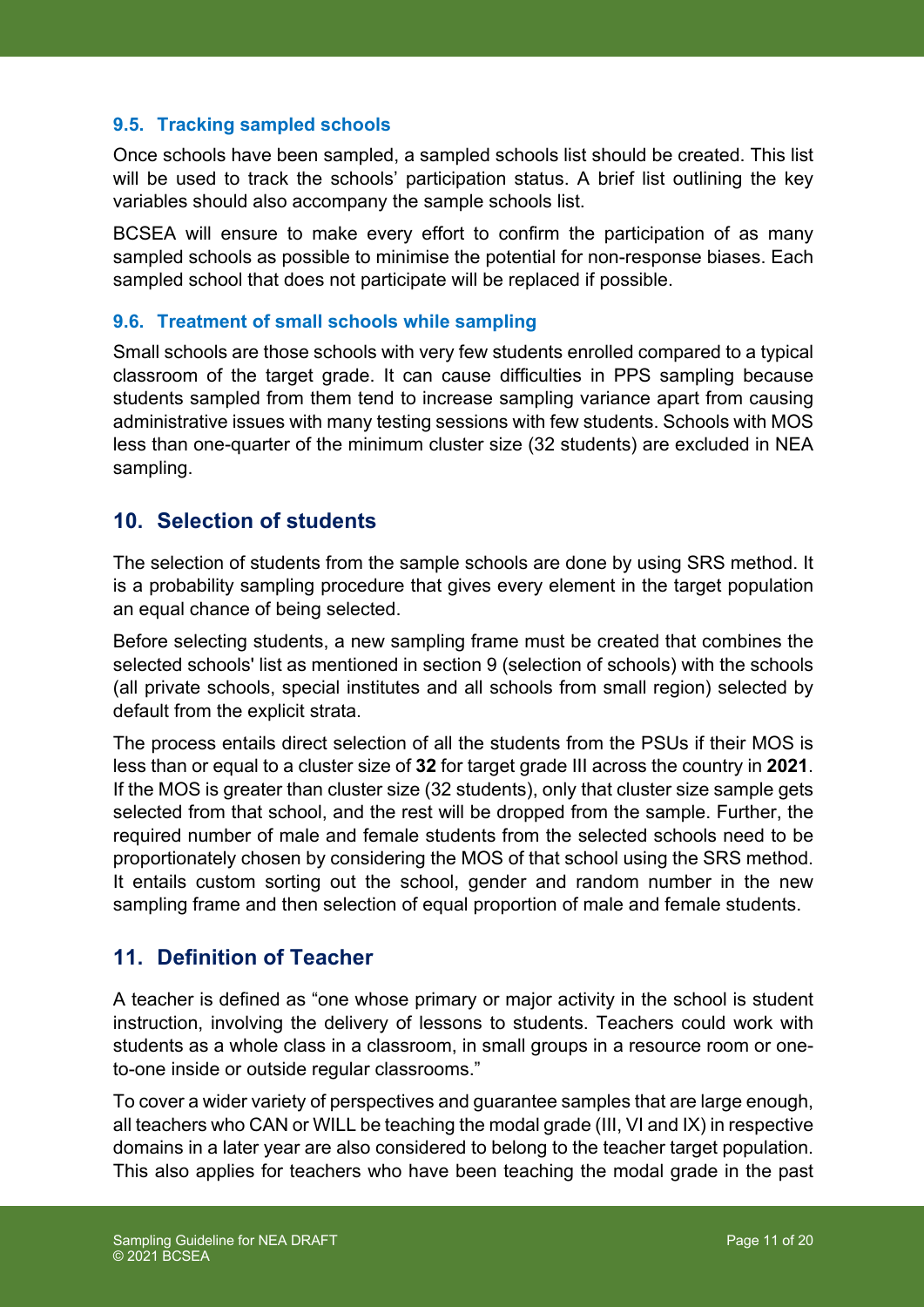### 9.5. Tracking sampled schools

Once schools have been sampled, a sampled schools list should be created. This list will be used to track the schools' participation status. A brief list outlining the key variables should also accompany the sample schools list.

BCSEA will ensure to make every effort to confirm the participation of as many sampled schools as possible to minimise the potential for non-response biases. Each sampled school that does not participate will be replaced if possible.

### 9.6. Treatment of small schools while sampling

Small schools are those schools with very few students enrolled compared to a typical classroom of the target grade. It can cause difficulties in PPS sampling because students sampled from them tend to increase sampling variance apart from causing administrative issues with many testing sessions with few students. Schools with MOS less than one-quarter of the minimum cluster size (32 students) are excluded in NEA sampling.

## 10. Selection of students

The selection of students from the sample schools are done by using SRS method. It is a probability sampling procedure that gives every element in the target population an equal chance of being selected.

Before selecting students, a new sampling frame must be created that combines the selected schools' list as mentioned in section 9 (selection of schools) with the schools (all private schools, special institutes and all schools from small region) selected by default from the explicit strata.

The process entails direct selection of all the students from the PSUs if their MOS is less than or equal to a cluster size of **32** for target grade III across the country in **2021**. If the MOS is greater than cluster size (32 students), only that cluster size sample gets selected from that school, and the rest will be dropped from the sample. Further, the required number of male and female students from the selected schools need to be proportionately chosen by considering the MOS of that school using the SRS method. It entails custom sorting out the school, gender and random number in the new sampling frame and then selection of equal proportion of male and female students.

## 11. Definition of Teacher

A teacher is defined as "one whose primary or major activity in the school is student instruction, involving the delivery of lessons to students. Teachers could work with students as a whole class in a classroom, in small groups in a resource room or one-to-one inside or outside regular classrooms."

To cover a wider variety of perspectives and guarantee samples that are large enough, all teachers who CAN or WILL be teaching the modal grade (III, VI and IX) in respective domains in a later year are also considered to belong to the teacher target population. This also applies for teachers who have been teaching the modal grade in the past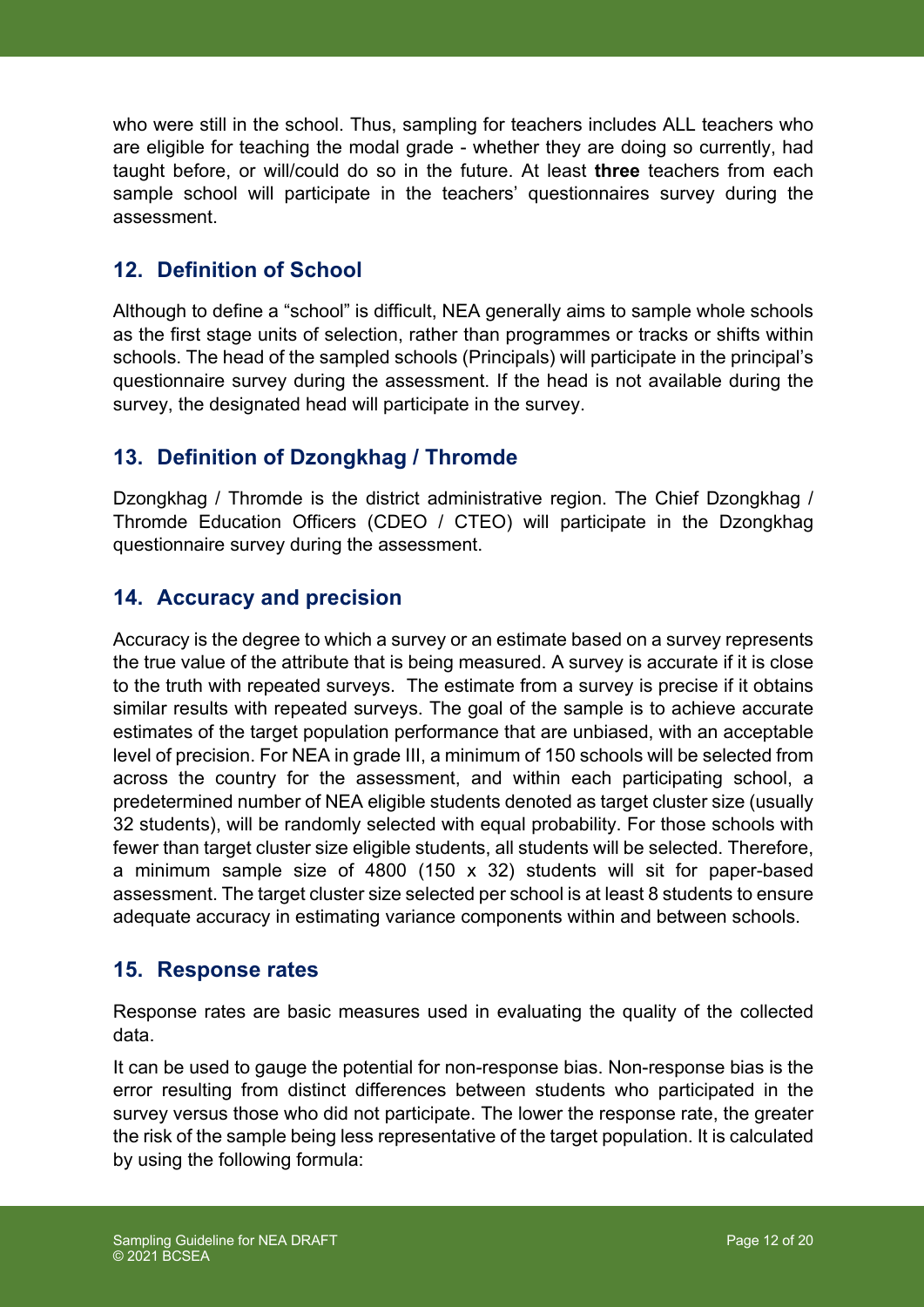who were still in the school. Thus, sampling for teachers includes ALL teachers who are eligible for teaching the modal grade - whether they are doing so currently, had taught before, or will/could do so in the future. At least **three** teachers from each sample school will participate in the teachers' questionnaires survey during the assessment.

## 12. Definition of School

Although to define a "school" is difficult, NEA generally aims to sample whole schools as the first stage units of selection, rather than programmes or tracks or shifts within schools. The head of the sampled schools (Principals) will participate in the principal's questionnaire survey during the assessment. If the head is not available during the survey, the designated head will participate in the survey.

## 13. Definition of Dzongkhag / Thromde

Dzongkhag / Thromde is the district administrative region. The Chief Dzongkhag / Thromde Education Officers (CDEO / CTEO) will participate in the Dzongkhag questionnaire survey during the assessment.

## 14. Accuracy and precision

Accuracy is the degree to which a survey or an estimate based on a survey represents the true value of the attribute that is being measured. A survey is accurate if it is close to the truth with repeated surveys. The estimate from a survey is precise if it obtains similar results with repeated surveys. The goal of the sample is to achieve accurate estimates of the target population performance that are unbiased, with an acceptable level of precision. For NEA in grade III, a minimum of 150 schools will be selected from across the country for the assessment, and within each participating school, a predetermined number of NEA eligible students denoted as target cluster size (usually 32 students), will be randomly selected with equal probability. For those schools with fewer than target cluster size eligible students, all students will be selected. Therefore, a minimum sample size of 4800 (150 x 32) students will sit for paper-based assessment. The target cluster size selected per school is at least 8 students to ensure adequate accuracy in estimating variance components within and between schools.

## 15. Response rates

Response rates are basic measures used in evaluating the quality of the collected data.

It can be used to gauge the potential for non-response bias. Non-response bias is the error resulting from distinct differences between students who participated in the survey versus those who did not participate. The lower the response rate, the greater the risk of the sample being less representative of the target population. It is calculated by using the following formula: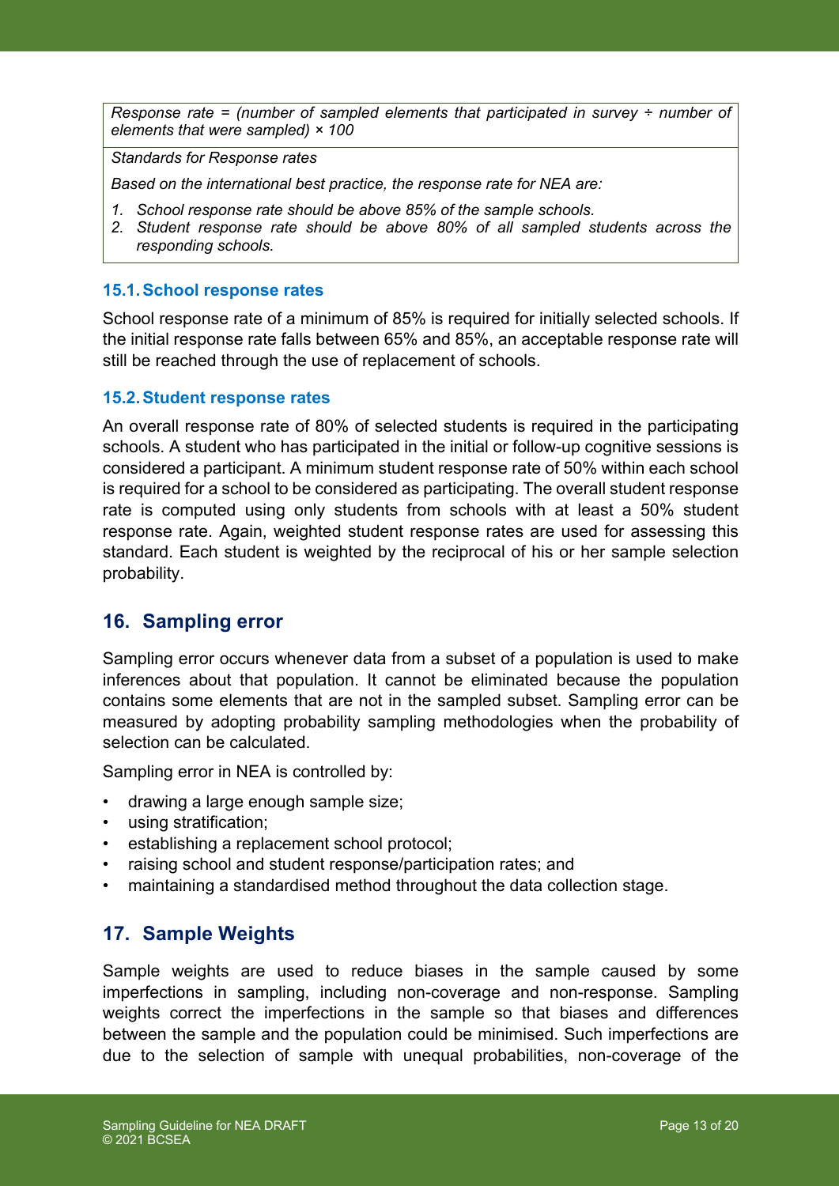*Response rate = (number of sampled elements that participated in survey ÷ number of elements that were sampled) × 100*

*Standards for Response rates*

*Based on the international best practice, the response rate for NEA are:*

1. *School response rate should be above 85% of the sample schools.*
2. *Student response rate should be above 80% of all sampled students across the responding schools.*

### 15.1. School response rates

School response rate of a minimum of 85% is required for initially selected schools. If the initial response rate falls between 65% and 85%, an acceptable response rate will still be reached through the use of replacement of schools.

### 15.2. Student response rates

An overall response rate of 80% of selected students is required in the participating schools. A student who has participated in the initial or follow-up cognitive sessions is considered a participant. A minimum student response rate of 50% within each school is required for a school to be considered as participating. The overall student response rate is computed using only students from schools with at least a 50% student response rate. Again, weighted student response rates are used for assessing this standard. Each student is weighted by the reciprocal of his or her sample selection probability.

## 16. Sampling error

Sampling error occurs whenever data from a subset of a population is used to make inferences about that population. It cannot be eliminated because the population contains some elements that are not in the sampled subset. Sampling error can be measured by adopting probability sampling methodologies when the probability of selection can be calculated.

Sampling error in NEA is controlled by:

- drawing a large enough sample size;
- using stratification;
- establishing a replacement school protocol;
- raising school and student response/participation rates; and
- maintaining a standardised method throughout the data collection stage.

## 17. Sample Weights

Sample weights are used to reduce biases in the sample caused by some imperfections in sampling, including non-coverage and non-response. Sampling weights correct the imperfections in the sample so that biases and differences between the sample and the population could be minimised. Such imperfections are due to the selection of sample with unequal probabilities, non-coverage of the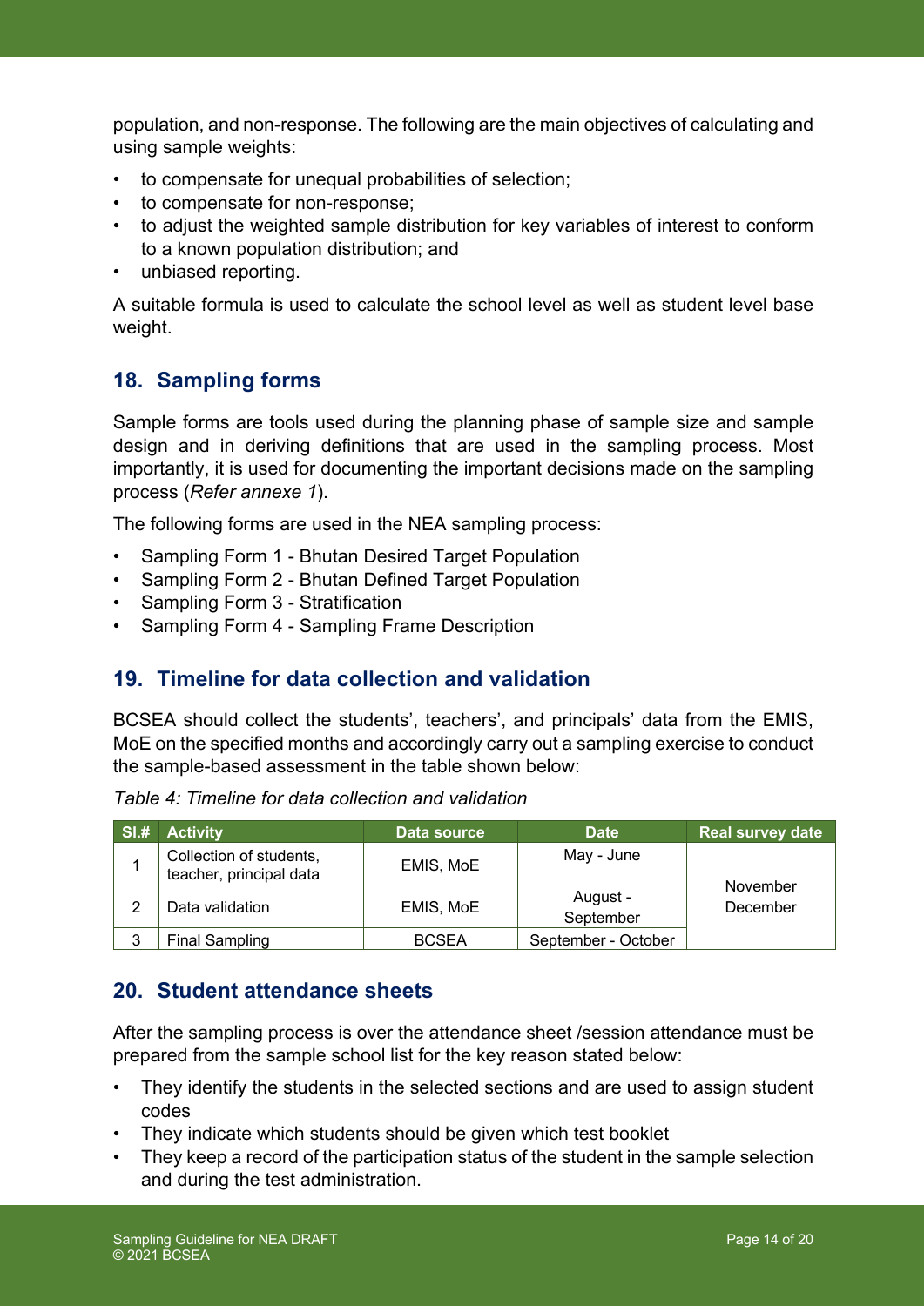population, and non-response. The following are the main objectives of calculating and using sample weights:

- to compensate for unequal probabilities of selection;
- to compensate for non-response;
- to adjust the weighted sample distribution for key variables of interest to conform to a known population distribution; and
- unbiased reporting.

A suitable formula is used to calculate the school level as well as student level base weight.

## 18. Sampling forms

Sample forms are tools used during the planning phase of sample size and sample design and in deriving definitions that are used in the sampling process. Most importantly, it is used for documenting the important decisions made on the sampling process (*Refer annexe 1*).

The following forms are used in the NEA sampling process:

- Sampling Form 1 - Bhutan Desired Target Population
- Sampling Form 2 - Bhutan Defined Target Population
- Sampling Form 3 - Stratification
- Sampling Form 4 - Sampling Frame Description

## 19. Timeline for data collection and validation

BCSEA should collect the students', teachers', and principals' data from the EMIS, MoE on the specified months and accordingly carry out a sampling exercise to conduct the sample-based assessment in the table shown below:

*Table 4: Timeline for data collection and validation*

| Sl.# | Activity | Data source | Date | Real survey date |
|---|---|---|---|---|
| 1 | Collection of students, teacher, principal data | EMIS, MoE | May - June | November December |
| 2 | Data validation | EMIS, MoE | August - September | |
| 3 | Final Sampling | BCSEA | September - October | |

## 20. Student attendance sheets

After the sampling process is over the attendance sheet /session attendance must be prepared from the sample school list for the key reason stated below:

- They identify the students in the selected sections and are used to assign student codes
- They indicate which students should be given which test booklet
- They keep a record of the participation status of the student in the sample selection and during the test administration.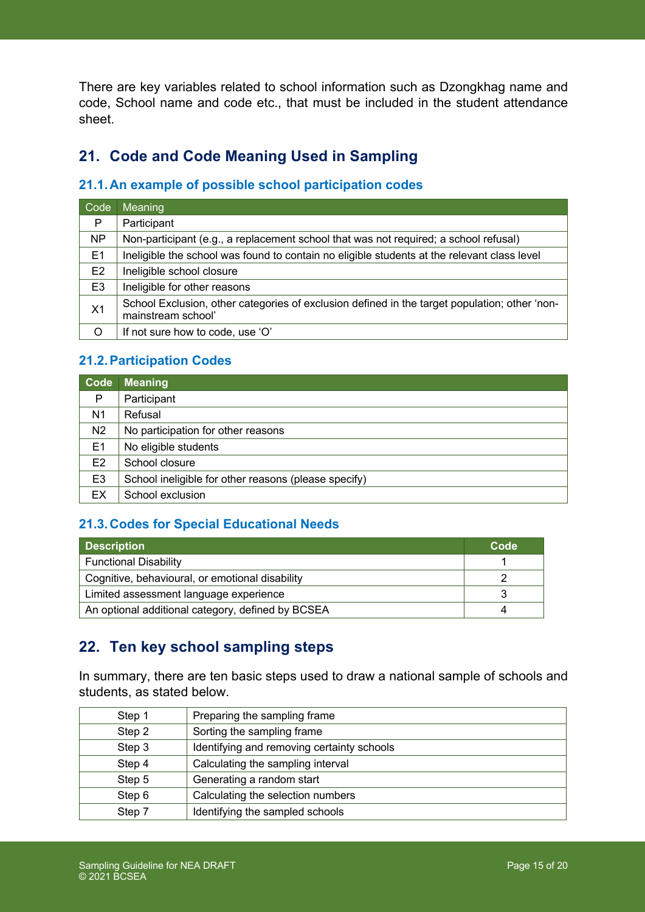There are key variables related to school information such as Dzongkhag name and code, School name and code etc., that must be included in the student attendance sheet.

## 21. Code and Code Meaning Used in Sampling

### 21.1. An example of possible school participation codes

| Code | Meaning |
|---|---|
| P | Participant |
| NP | Non-participant (e.g., a replacement school that was not required; a school refusal) |
| E1 | Ineligible the school was found to contain no eligible students at the relevant class level |
| E2 | Ineligible school closure |
| E3 | Ineligible for other reasons |
| X1 | School Exclusion, other categories of exclusion defined in the target population; other 'non-mainstream school' |
| O | If not sure how to code, use 'O' |

### 21.2. Participation Codes

| Code | Meaning |
|---|---|
| P | Participant |
| N1 | Refusal |
| N2 | No participation for other reasons |
| E1 | No eligible students |
| E2 | School closure |
| E3 | School ineligible for other reasons (please specify) |
| EX | School exclusion |

### 21.3. Codes for Special Educational Needs

| Description | Code |
|---|---|
| Functional Disability | 1 |
| Cognitive, behavioural, or emotional disability | 2 |
| Limited assessment language experience | 3 |
| An optional additional category, defined by BCSEA | 4 |

## 22. Ten key school sampling steps

In summary, there are ten basic steps used to draw a national sample of schools and students, as stated below.

| | |
|---|---|
| Step 1 | Preparing the sampling frame |
| Step 2 | Sorting the sampling frame |
| Step 3 | Identifying and removing certainty schools |
| Step 4 | Calculating the sampling interval |
| Step 5 | Generating a random start |
| Step 6 | Calculating the selection numbers |
| Step 7 | Identifying the sampled schools |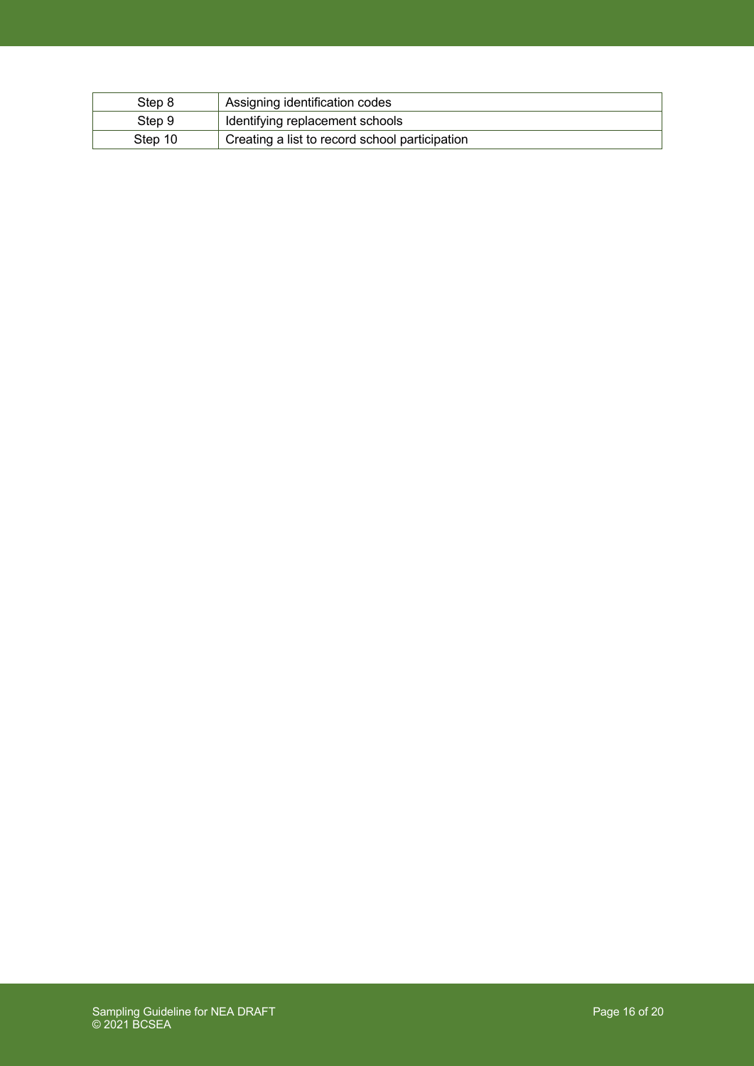| Step 8 | Assigning identification codes |
| --- | --- |
| Step 9 | Identifying replacement schools |
| Step 10 | Creating a list to record school participation |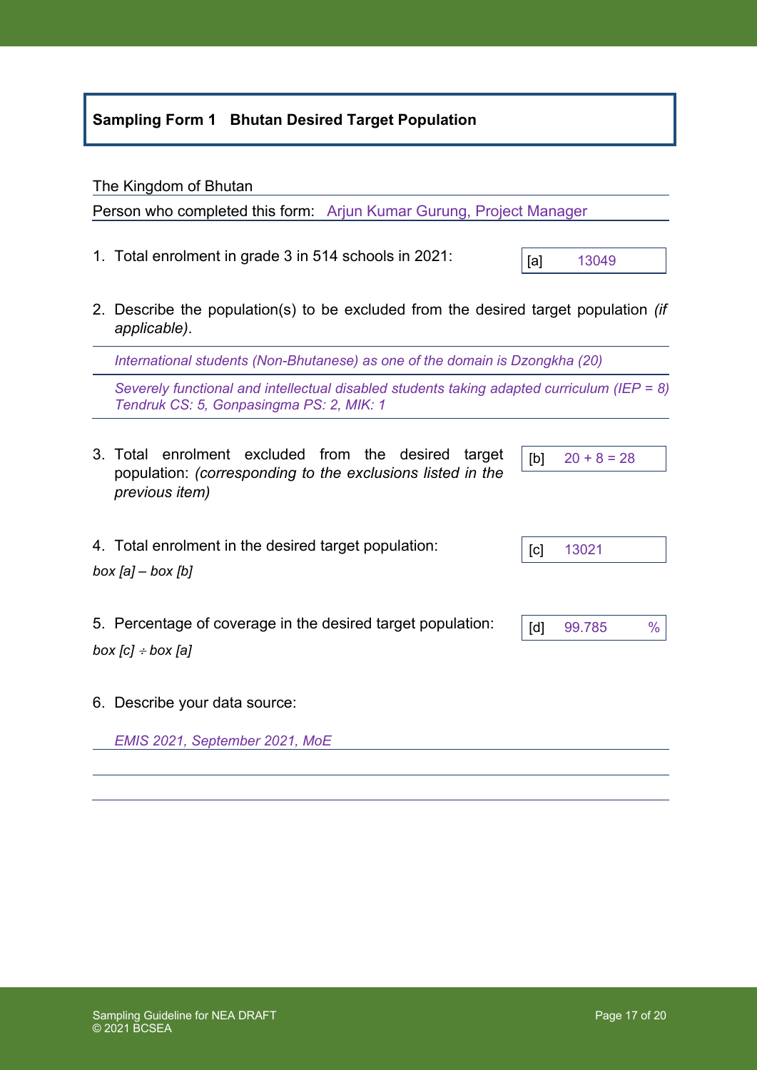## Sampling Form 1 Bhutan Desired Target Population

The Kingdom of Bhutan

Person who completed this form: Arjun Kumar Gurung, Project Manager

1. Total enrolment in grade 3 in 514 schools in 2021: [a] 13049

2. Describe the population(s) to be excluded from the desired target population *(if applicable)*.

   *International students (Non-Bhutanese) as one of the domain is Dzongkha (20)*

   *Severely functional and intellectual disabled students taking adapted curriculum (IEP = 8) Tendruk CS: 5, Gonpasingma PS: 2, MIK: 1*

3. Total enrolment excluded from the desired target population: *(corresponding to the exclusions listed in the previous item)* [b] 20 + 8 = 28

4. Total enrolment in the desired target population: [c] 13021

   *box [a] – box [b]*

5. Percentage of coverage in the desired target population: [d] 99.785 %

   *box [c] ÷ box [a]*

6. Describe your data source:

   *EMIS 2021, September 2021, MoE*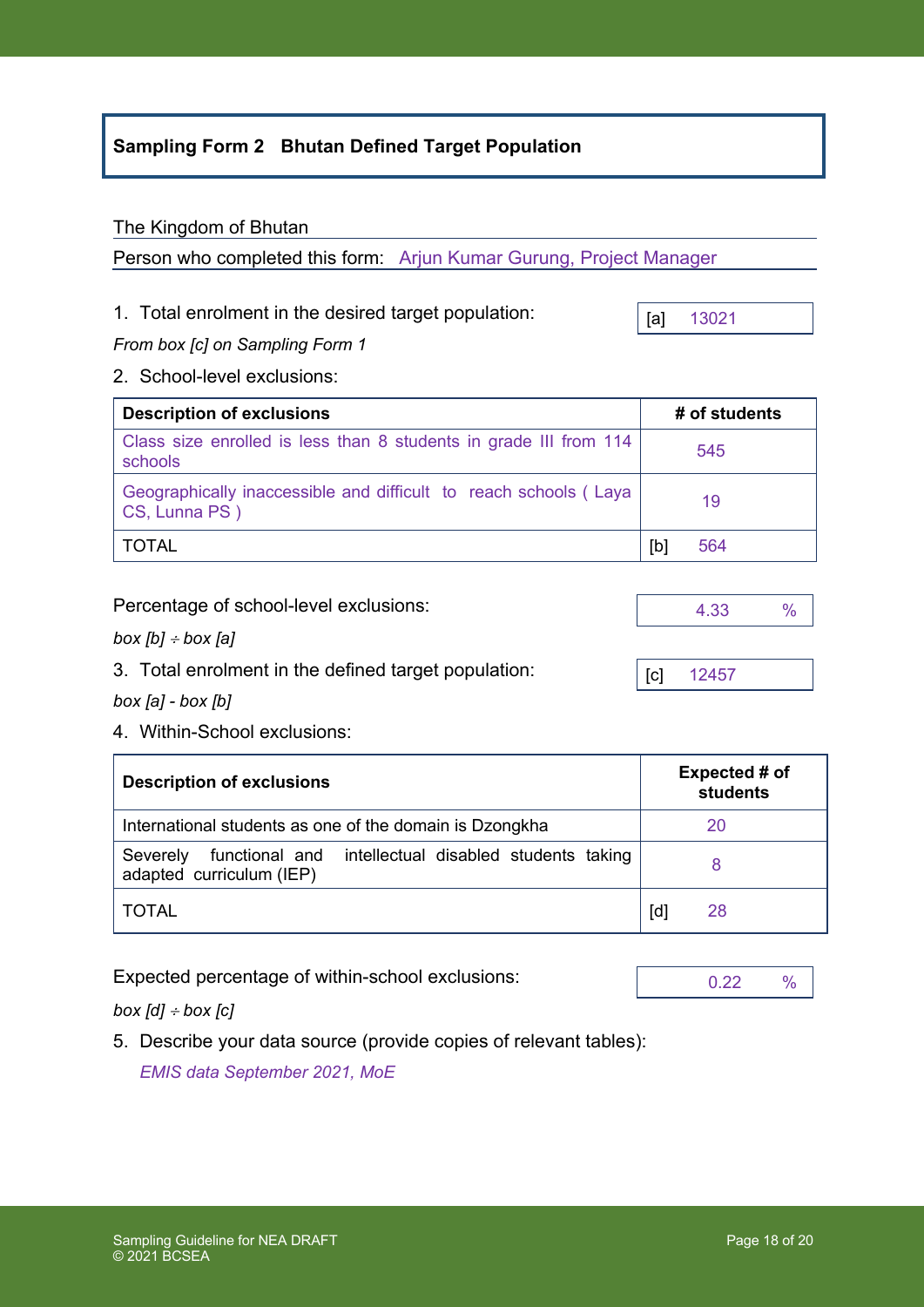## Sampling Form 2 Bhutan Defined Target Population

The Kingdom of Bhutan

Person who completed this form: Arjun Kumar Gurung, Project Manager

1. Total enrolment in the desired target population: [a] 13021

*From box [c] on Sampling Form 1*

2. School-level exclusions:

| Description of exclusions | # of students |
|---|---|
| Class size enrolled is less than 8 students in grade III from 114 schools | 545 |
| Geographically inaccessible and difficult to reach schools ( Laya CS, Lunna PS ) | 19 |
| TOTAL | [b] 564 |

Percentage of school-level exclusions: 4.33 %

*box [b] ÷ box [a]*

3. Total enrolment in the defined target population: [c] 12457

*box [a] - box [b]*

4. Within-School exclusions:

| Description of exclusions | Expected # of students |
|---|---|
| International students as one of the domain is Dzongkha | 20 |
| Severely functional and intellectual disabled students taking adapted curriculum (IEP) | 8 |
| TOTAL | [d] 28 |

Expected percentage of within-school exclusions: 0.22 %

*box [d] ÷ box [c]*

5. Describe your data source (provide copies of relevant tables):

   *EMIS data September 2021, MoE*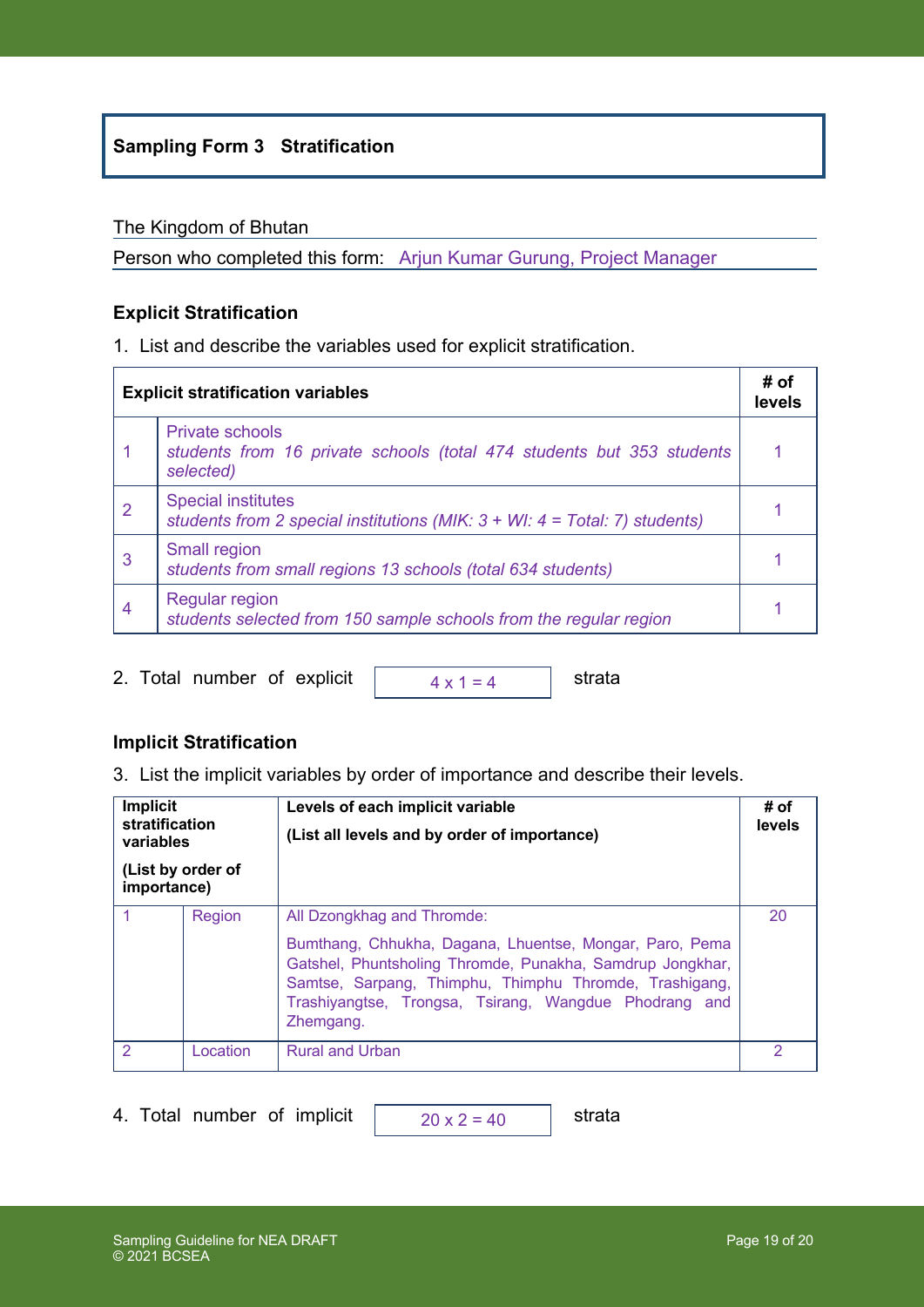## Sampling Form 3 Stratification

The Kingdom of Bhutan

Person who completed this form: Arjun Kumar Gurung, Project Manager

### Explicit Stratification

1. List and describe the variables used for explicit stratification.

| | Explicit stratification variables | # of levels |
|---|---|---|
| 1 | Private schools<br>*students from 16 private schools (total 474 students but 353 students selected)* | 1 |
| 2 | Special institutes<br>*students from 2 special institutions (MIK: 3 + WI: 4 = Total: 7) students)* | 1 |
| 3 | Small region<br>*students from small regions 13 schools (total 634 students)* | 1 |
| 4 | Regular region<br>*students selected from 150 sample schools from the regular region* | 1 |

2. Total number of explicit 4 x 1 = 4 strata

### Implicit Stratification

3. List the implicit variables by order of importance and describe their levels.

| Implicit stratification variables (List by order of importance) | | Levels of each implicit variable (List all levels and by order of importance) | # of levels |
|---|---|---|---|
| 1 | Region | All Dzongkhag and Thromde:<br>Bumthang, Chhukha, Dagana, Lhuentse, Mongar, Paro, Pema Gatshel, Phuntsholing Thromde, Punakha, Samdrup Jongkhar, Samtse, Sarpang, Thimphu, Thimphu Thromde, Trashigang, Trashiyangtse, Trongsa, Tsirang, Wangdue Phodrang and Zhemgang. | 20 |
| 2 | Location | Rural and Urban | 2 |

4. Total number of implicit 20 x 2 = 40 strata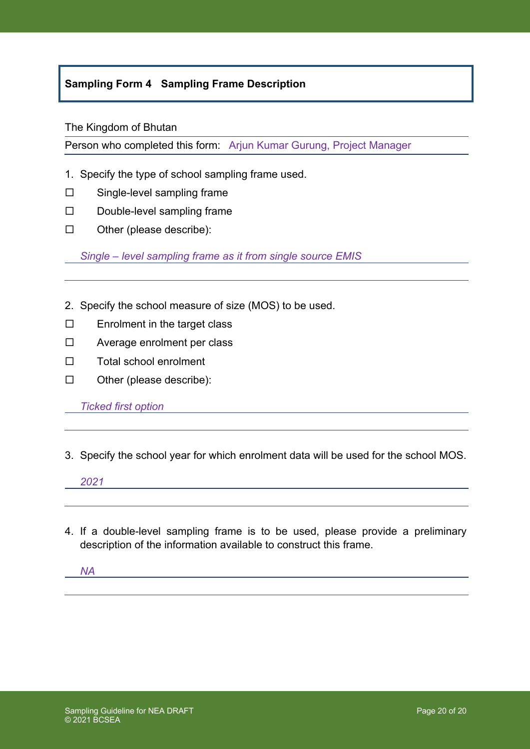## Sampling Form 4 Sampling Frame Description

The Kingdom of Bhutan

Person who completed this form: *Arjun Kumar Gurung, Project Manager*

1. Specify the type of school sampling frame used.

- ☐ Single-level sampling frame
- ☐ Double-level sampling frame
- ☐ Other (please describe):

*Single – level sampling frame as it from single source EMIS*

2. Specify the school measure of size (MOS) to be used.

- ☐ Enrolment in the target class
- ☐ Average enrolment per class
- ☐ Total school enrolment
- ☐ Other (please describe):

*Ticked first option*

3. Specify the school year for which enrolment data will be used for the school MOS.

*2021*

4. If a double-level sampling frame is to be used, please provide a preliminary description of the information available to construct this frame.

*NA*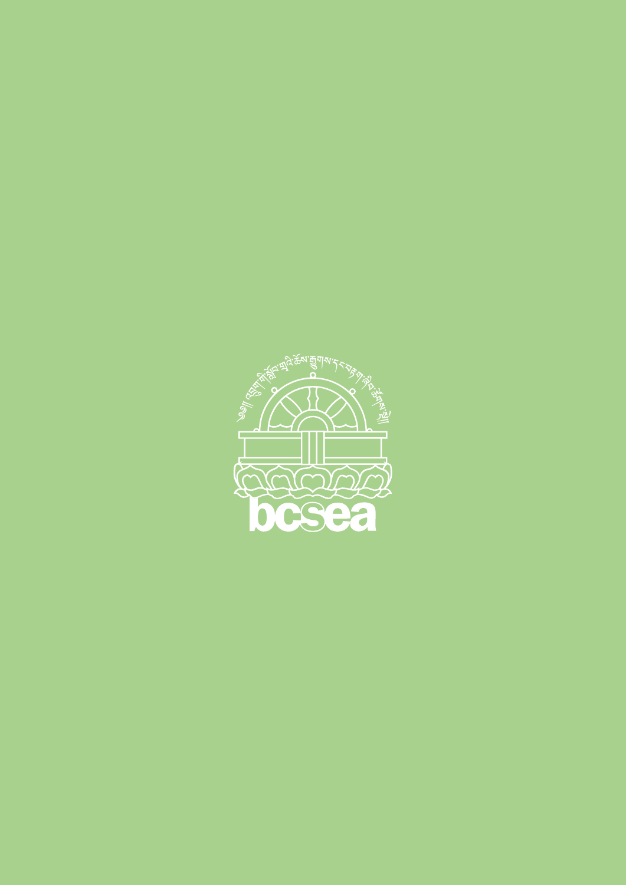bcsea